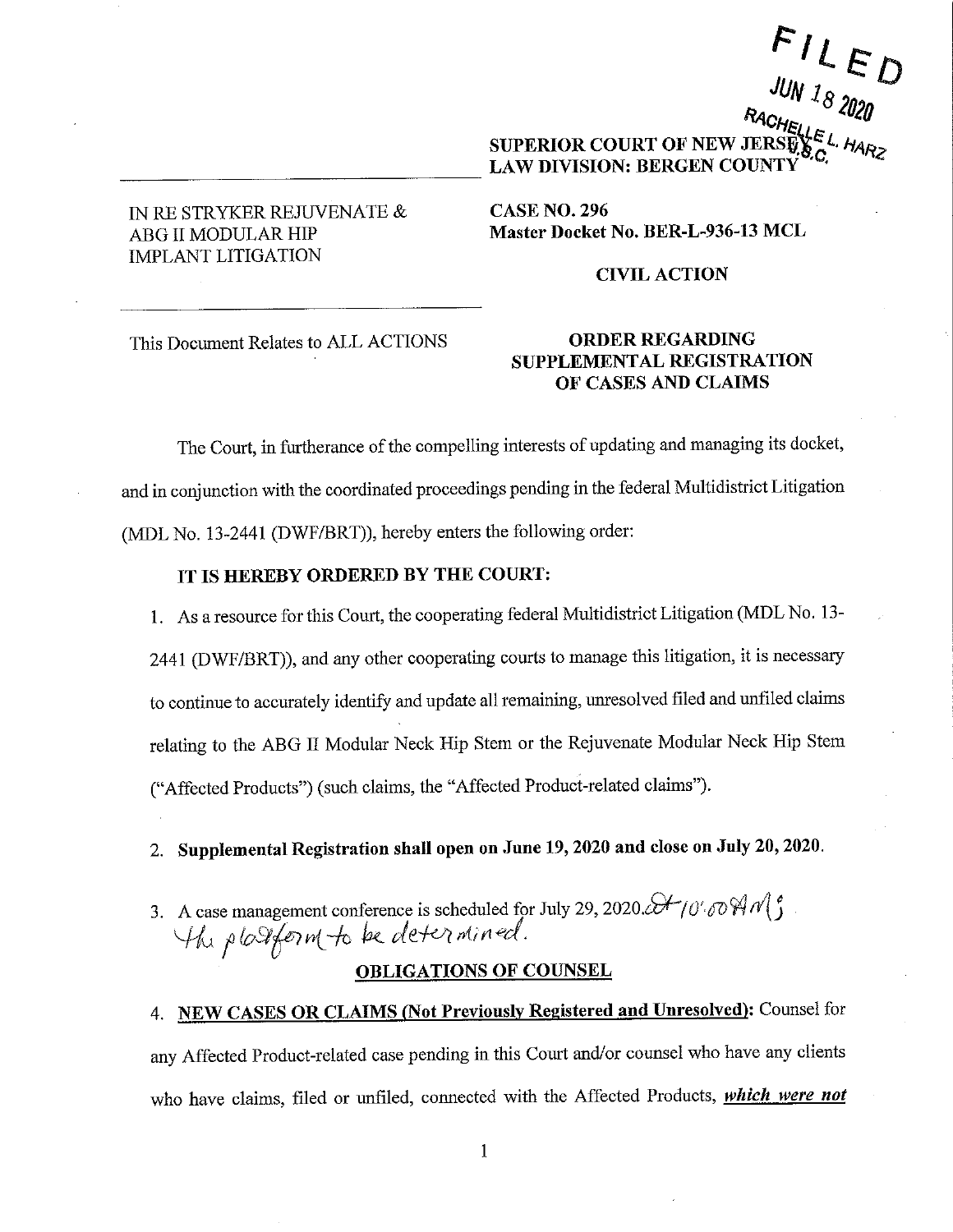FILED
JUN 18 2020
RACHELLE L. HARZ
J.S.C.

SUPERIOR COURT OF NEW JERSEY
LAW DIVISION: BERGEN COUNTY

IN RE STRYKER REJUVENATE & ABG II MODULAR HIP IMPLANT LITIGATION

**CASE NO. 296**
**Master Docket No. BER-L-936-13 MCL**

**CIVIL ACTION**

This Document Relates to ALL ACTIONS

**ORDER REGARDING SUPPLEMENTAL REGISTRATION OF CASES AND CLAIMS**

The Court, in furtherance of the compelling interests of updating and managing its docket, and in conjunction with the coordinated proceedings pending in the federal Multidistrict Litigation (MDL No. 13-2441 (DWF/BRT)), hereby enters the following order:

**IT IS HEREBY ORDERED BY THE COURT:**

1. As a resource for this Court, the cooperating federal Multidistrict Litigation (MDL No. 13-2441 (DWF/BRT)), and any other cooperating courts to manage this litigation, it is necessary to continue to accurately identify and update all remaining, unresolved filed and unfiled claims relating to the ABG II Modular Neck Hip Stem or the Rejuvenate Modular Neck Hip Stem ("Affected Products") (such claims, the "Affected Product-related claims").

2. **Supplemental Registration shall open on June 19, 2020 and close on July 20, 2020.**

3. A case management conference is scheduled for July 29, 2020 at 10:00 AM; the platform to be determined.

**OBLIGATIONS OF COUNSEL**

4. **NEW CASES OR CLAIMS (Not Previously Registered and Unresolved):** Counsel for any Affected Product-related case pending in this Court and/or counsel who have any clients who have claims, filed or unfiled, connected with the Affected Products, ***which were not***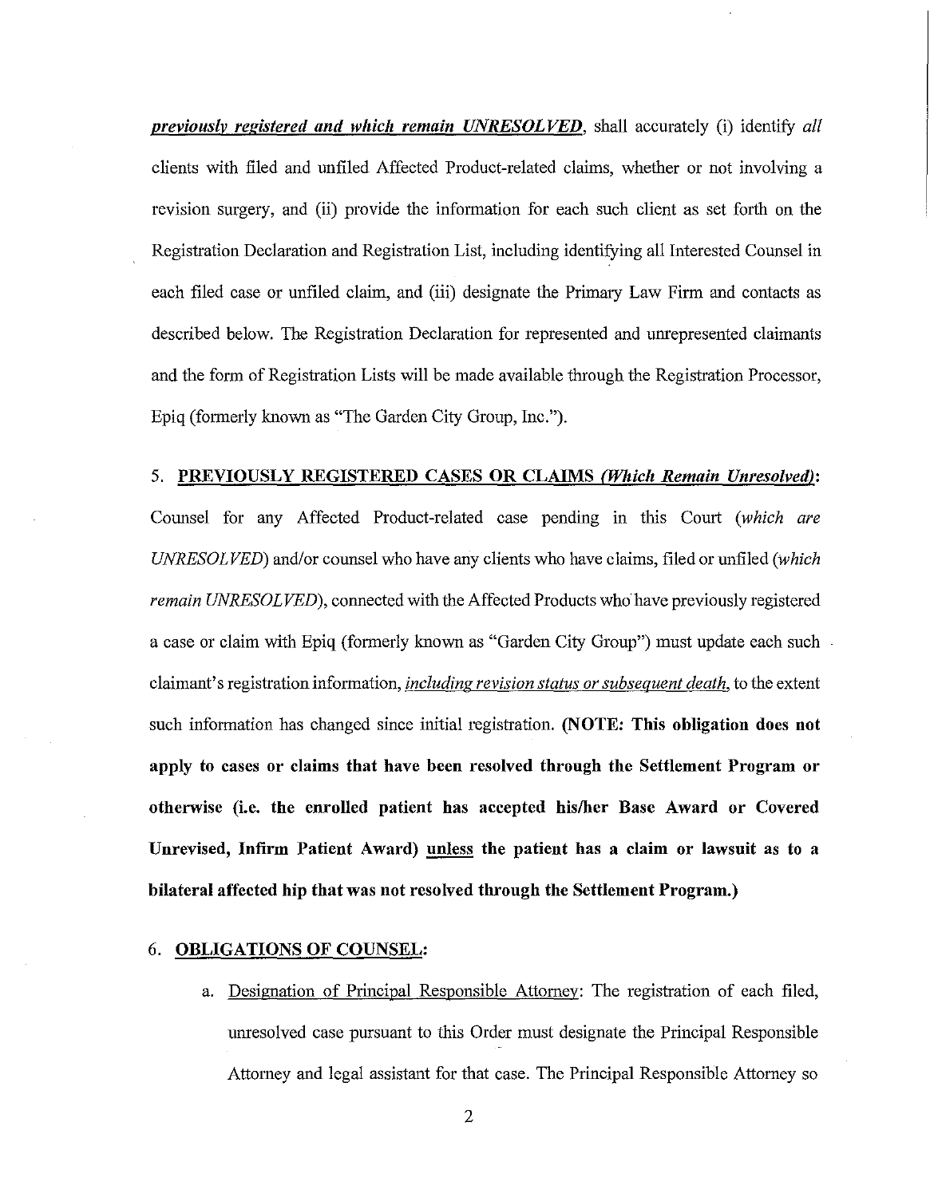***previously registered and which remain UNRESOLVED***, shall accurately (i) identify *all* clients with filed and unfiled Affected Product-related claims, whether or not involving a revision surgery, and (ii) provide the information for each such client as set forth on the Registration Declaration and Registration List, including identifying all Interested Counsel in each filed case or unfiled claim, and (iii) designate the Primary Law Firm and contacts as described below. The Registration Declaration for represented and unrepresented claimants and the form of Registration Lists will be made available through the Registration Processor, Epiq (formerly known as "The Garden City Group, Inc.").

5. **PREVIOUSLY REGISTERED CASES OR CLAIMS *(Which Remain Unresolved)*:** Counsel for any Affected Product-related case pending in this Court (*which are UNRESOLVED*) and/or counsel who have any clients who have claims, filed or unfiled (*which remain UNRESOLVED*), connected with the Affected Products who have previously registered a case or claim with Epiq (formerly known as "Garden City Group") must update each such claimant's registration information, *including revision status or subsequent death,* to the extent such information has changed since initial registration. **(NOTE: This obligation does not apply to cases or claims that have been resolved through the Settlement Program or otherwise (i.e. the enrolled patient has accepted his/her Base Award or Covered Unrevised, Infirm Patient Award) unless the patient has a claim or lawsuit as to a bilateral affected hip that was not resolved through the Settlement Program.)**

6. **OBLIGATIONS OF COUNSEL:**

   a. Designation of Principal Responsible Attorney: The registration of each filed, unresolved case pursuant to this Order must designate the Principal Responsible Attorney and legal assistant for that case. The Principal Responsible Attorney so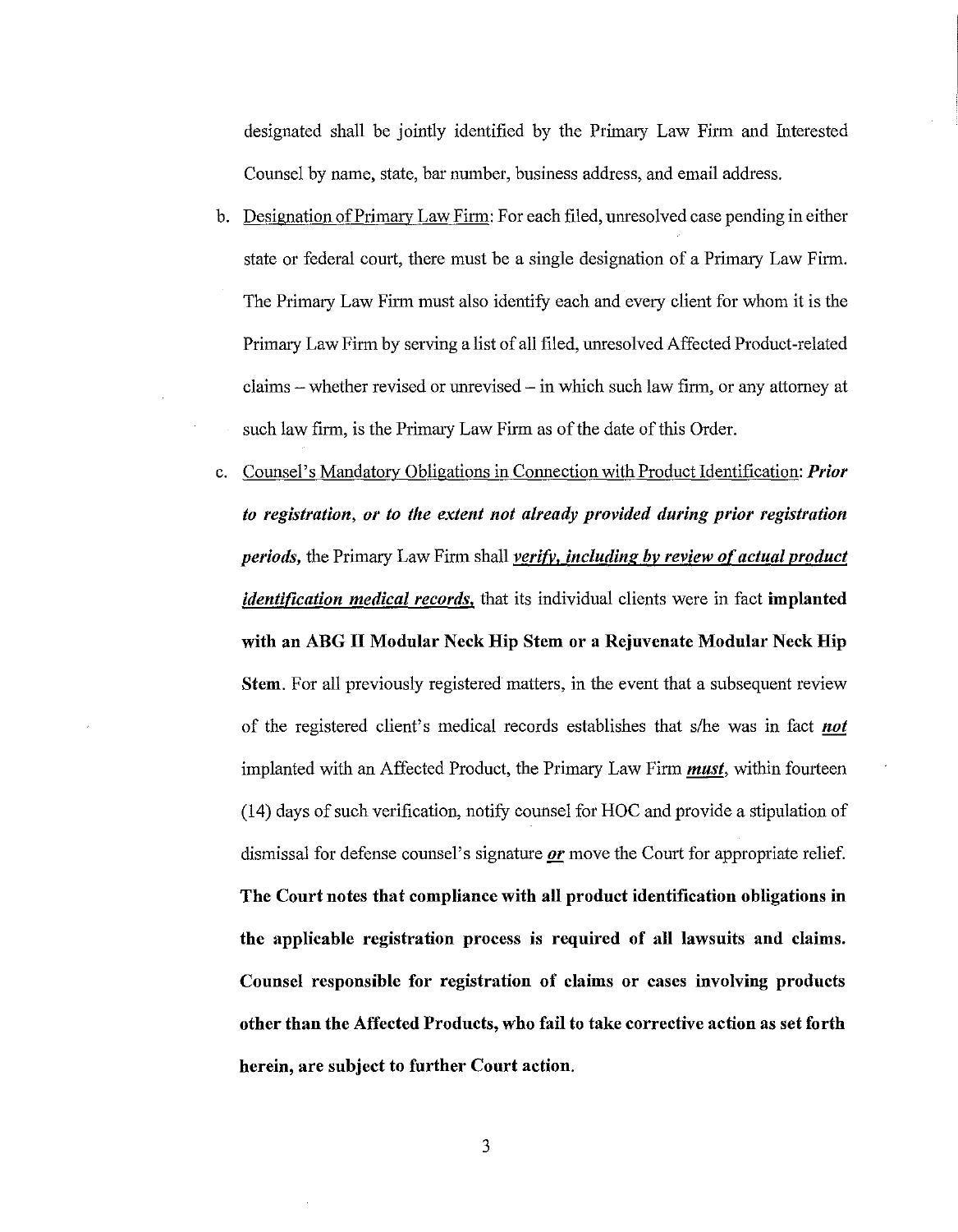designated shall be jointly identified by the Primary Law Firm and Interested Counsel by name, state, bar number, business address, and email address.

b. <u>Designation of Primary Law Firm</u>: For each filed, unresolved case pending in either state or federal court, there must be a single designation of a Primary Law Firm. The Primary Law Firm must also identify each and every client for whom it is the Primary Law Firm by serving a list of all filed, unresolved Affected Product-related claims – whether revised or unrevised – in which such law firm, or any attorney at such law firm, is the Primary Law Firm as of the date of this Order.

c. <u>Counsel's Mandatory Obligations in Connection with Product Identification</u>: ***Prior to registration, or to the extent not already provided during prior registration periods,*** the Primary Law Firm shall ***<u>verify, including by review of actual product identification medical records,</u>*** that its individual clients were in fact **implanted with an ABG II Modular Neck Hip Stem or a Rejuvenate Modular Neck Hip Stem**. For all previously registered matters, in the event that a subsequent review of the registered client's medical records establishes that s/he was in fact ***<u>not</u>*** implanted with an Affected Product, the Primary Law Firm ***<u>must</u>***, within fourteen (14) days of such verification, notify counsel for HOC and provide a stipulation of dismissal for defense counsel's signature ***<u>or</u>*** move the Court for appropriate relief. **The Court notes that compliance with all product identification obligations in the applicable registration process is required of all lawsuits and claims. Counsel responsible for registration of claims or cases involving products other than the Affected Products, who fail to take corrective action as set forth herein, are subject to further Court action.**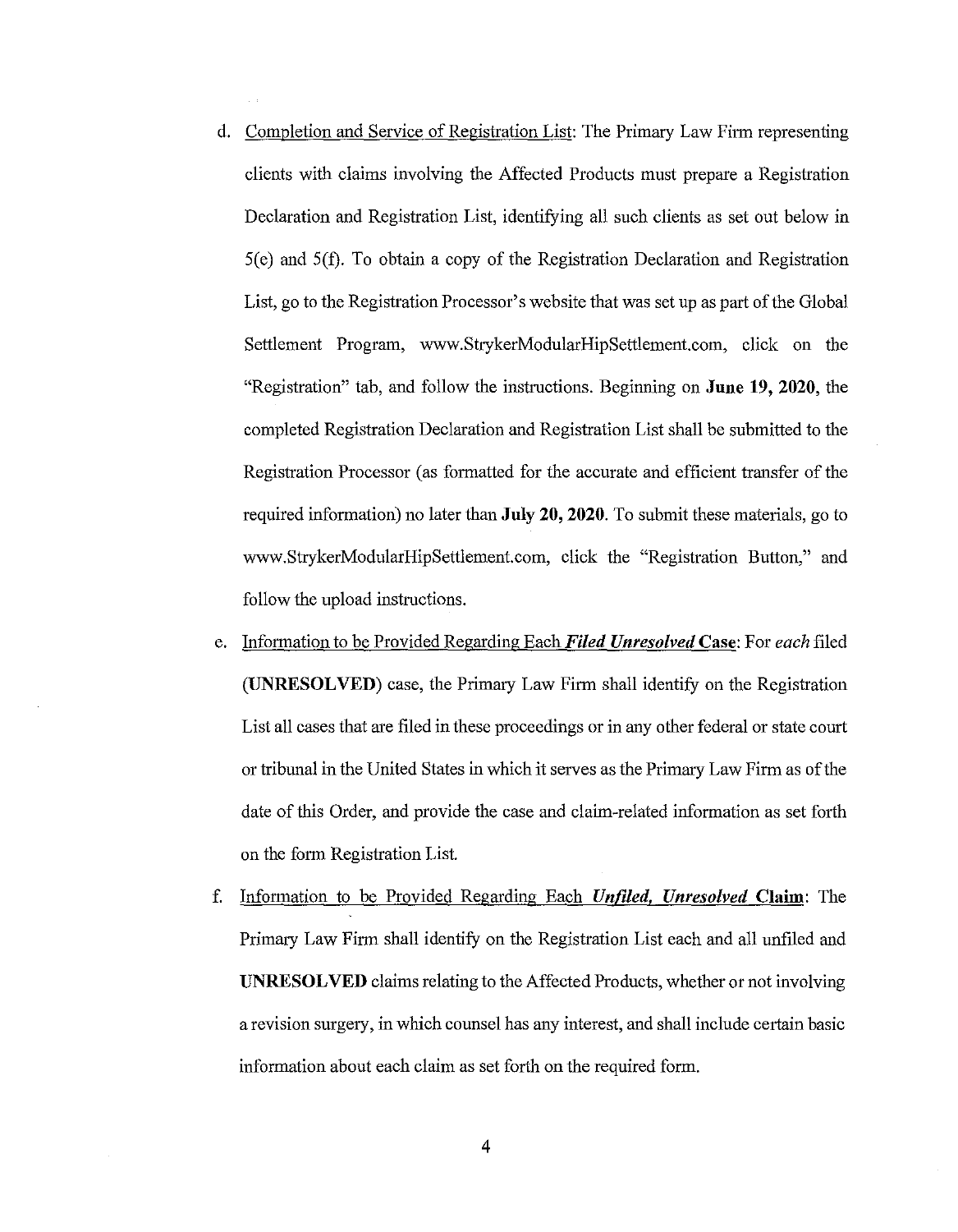d. Completion and Service of Registration List: The Primary Law Firm representing clients with claims involving the Affected Products must prepare a Registration Declaration and Registration List, identifying all such clients as set out below in 5(e) and 5(f). To obtain a copy of the Registration Declaration and Registration List, go to the Registration Processor's website that was set up as part of the Global Settlement Program, www.StrykerModularHipSettlement.com, click on the "Registration" tab, and follow the instructions. Beginning on **June 19, 2020**, the completed Registration Declaration and Registration List shall be submitted to the Registration Processor (as formatted for the accurate and efficient transfer of the required information) no later than **July 20, 2020**. To submit these materials, go to www.StrykerModularHipSettlement.com, click the "Registration Button," and follow the upload instructions.

e. Information to be Provided Regarding Each ***Filed Unresolved*** **Case**: For *each* filed **(UNRESOLVED)** case, the Primary Law Firm shall identify on the Registration List all cases that are filed in these proceedings or in any other federal or state court or tribunal in the United States in which it serves as the Primary Law Firm as of the date of this Order, and provide the case and claim-related information as set forth on the form Registration List.

f. Information to be Provided Regarding Each ***Unfiled, Unresolved*** **Claim**: The Primary Law Firm shall identify on the Registration List each and all unfiled and **UNRESOLVED** claims relating to the Affected Products, whether or not involving a revision surgery, in which counsel has any interest, and shall include certain basic information about each claim as set forth on the required form.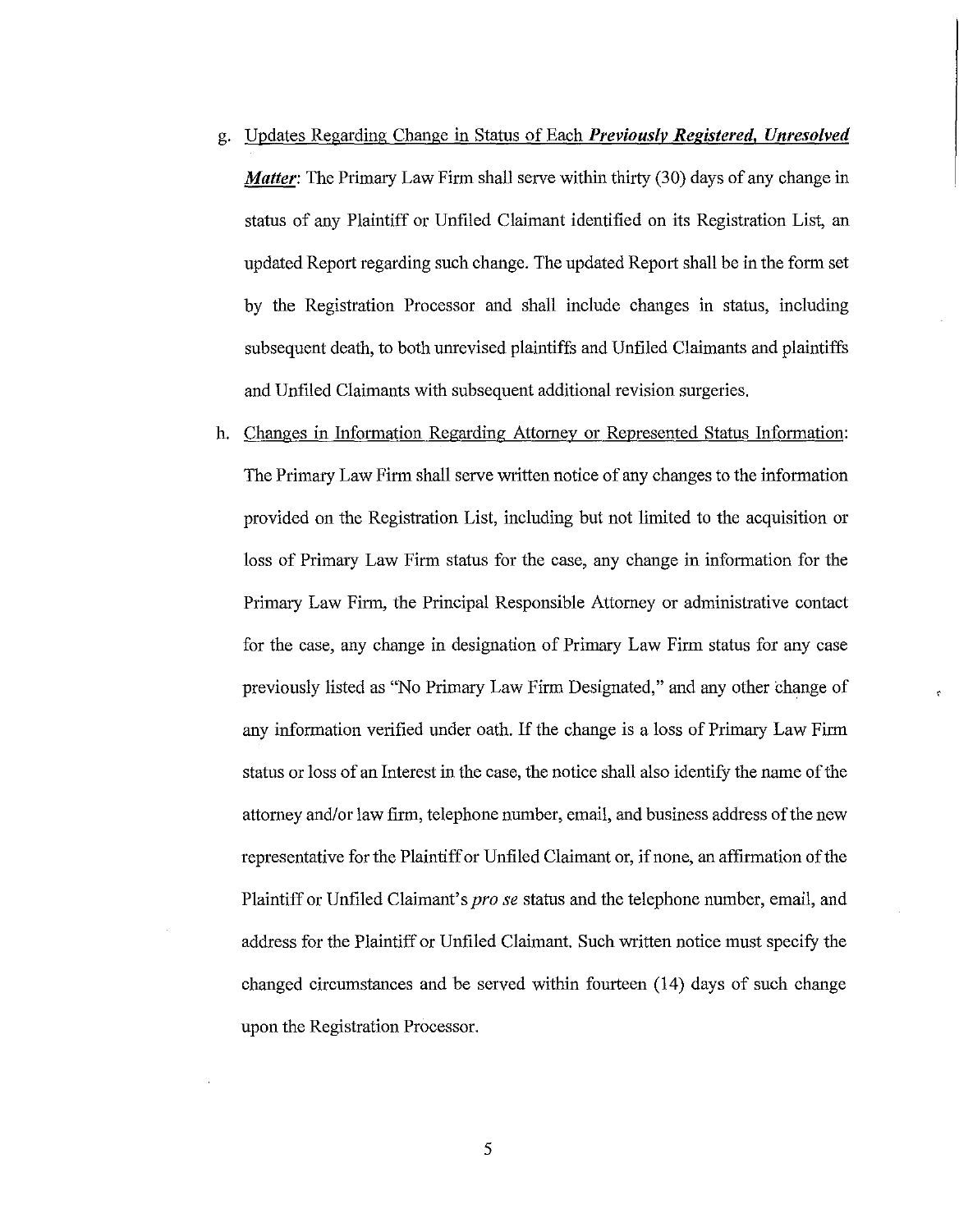g. Updates Regarding Change in Status of Each ***Previously Registered, Unresolved Matter***: The Primary Law Firm shall serve within thirty (30) days of any change in status of any Plaintiff or Unfiled Claimant identified on its Registration List, an updated Report regarding such change. The updated Report shall be in the form set by the Registration Processor and shall include changes in status, including subsequent death, to both unrevised plaintiffs and Unfiled Claimants and plaintiffs and Unfiled Claimants with subsequent additional revision surgeries.

h. Changes in Information Regarding Attorney or Represented Status Information: The Primary Law Firm shall serve written notice of any changes to the information provided on the Registration List, including but not limited to the acquisition or loss of Primary Law Firm status for the case, any change in information for the Primary Law Firm, the Principal Responsible Attorney or administrative contact for the case, any change in designation of Primary Law Firm status for any case previously listed as "No Primary Law Firm Designated," and any other change of any information verified under oath. If the change is a loss of Primary Law Firm status or loss of an Interest in the case, the notice shall also identify the name of the attorney and/or law firm, telephone number, email, and business address of the new representative for the Plaintiff or Unfiled Claimant or, if none, an affirmation of the Plaintiff or Unfiled Claimant's *pro se* status and the telephone number, email, and address for the Plaintiff or Unfiled Claimant. Such written notice must specify the changed circumstances and be served within fourteen (14) days of such change upon the Registration Processor.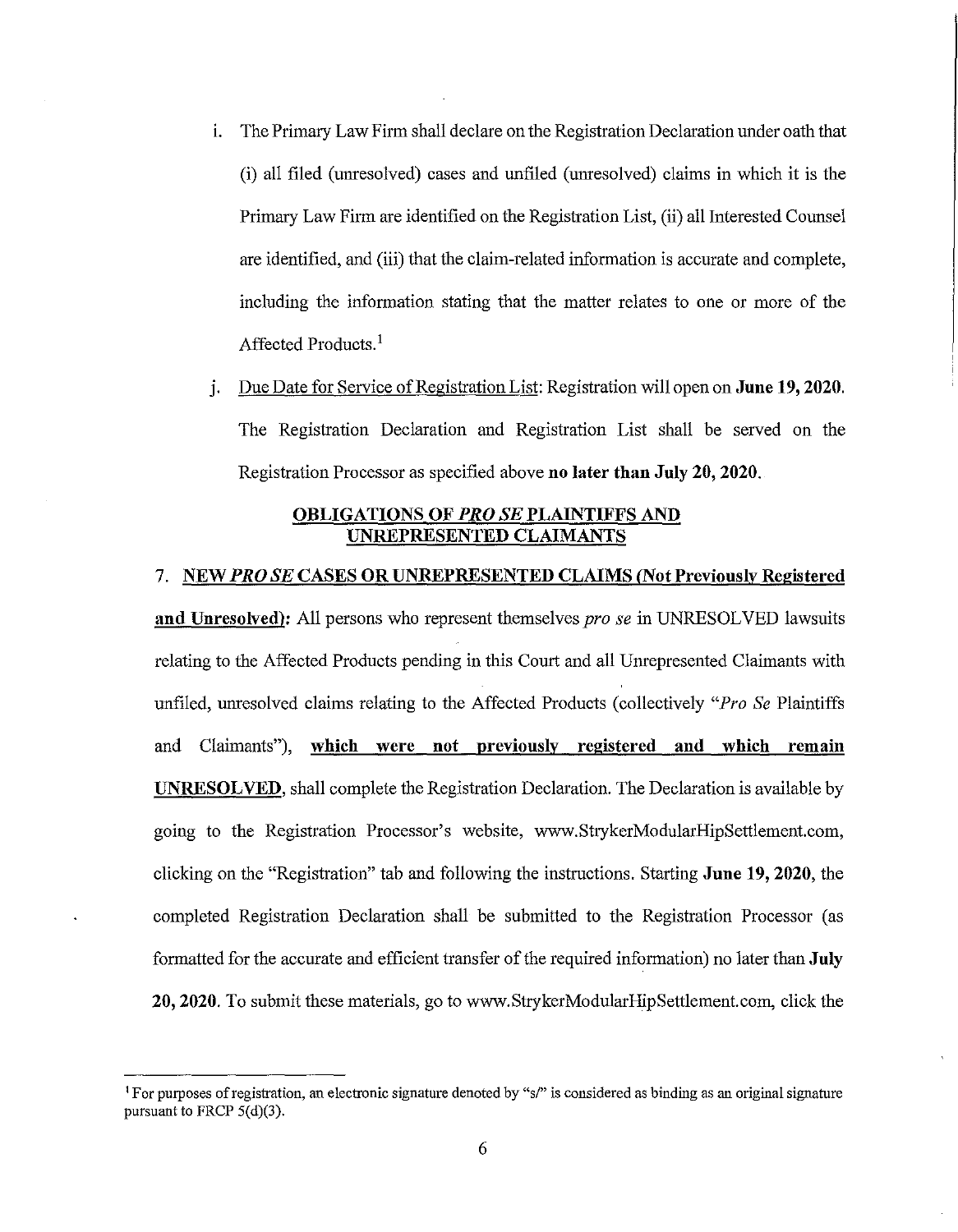i. The Primary Law Firm shall declare on the Registration Declaration under oath that (i) all filed (unresolved) cases and unfiled (unresolved) claims in which it is the Primary Law Firm are identified on the Registration List, (ii) all Interested Counsel are identified, and (iii) that the claim-related information is accurate and complete, including the information stating that the matter relates to one or more of the Affected Products.[1]

j. Due Date for Service of Registration List: Registration will open on **June 19, 2020.** The Registration Declaration and Registration List shall be served on the Registration Processor as specified above **no later than July 20, 2020.**

## OBLIGATIONS OF *PRO SE* PLAINTIFFS AND UNREPRESENTED CLAIMANTS

7. **NEW *PRO SE* CASES OR UNREPRESENTED CLAIMS (Not Previously Registered and Unresolved):** All persons who represent themselves *pro se* in UNRESOLVED lawsuits relating to the Affected Products pending in this Court and all Unrepresented Claimants with unfiled, unresolved claims relating to the Affected Products (collectively "*Pro Se* Plaintiffs and Claimants"), **which were not previously registered and which remain UNRESOLVED**, shall complete the Registration Declaration. The Declaration is available by going to the Registration Processor's website, www.StrykerModularHipSettlement.com, clicking on the "Registration" tab and following the instructions. Starting **June 19, 2020**, the completed Registration Declaration shall be submitted to the Registration Processor (as formatted for the accurate and efficient transfer of the required information) no later than **July 20, 2020**. To submit these materials, go to www.StrykerModularHipSettlement.com, click the

[1] For purposes of registration, an electronic signature denoted by "s/" is considered as binding as an original signature pursuant to FRCP 5(d)(3).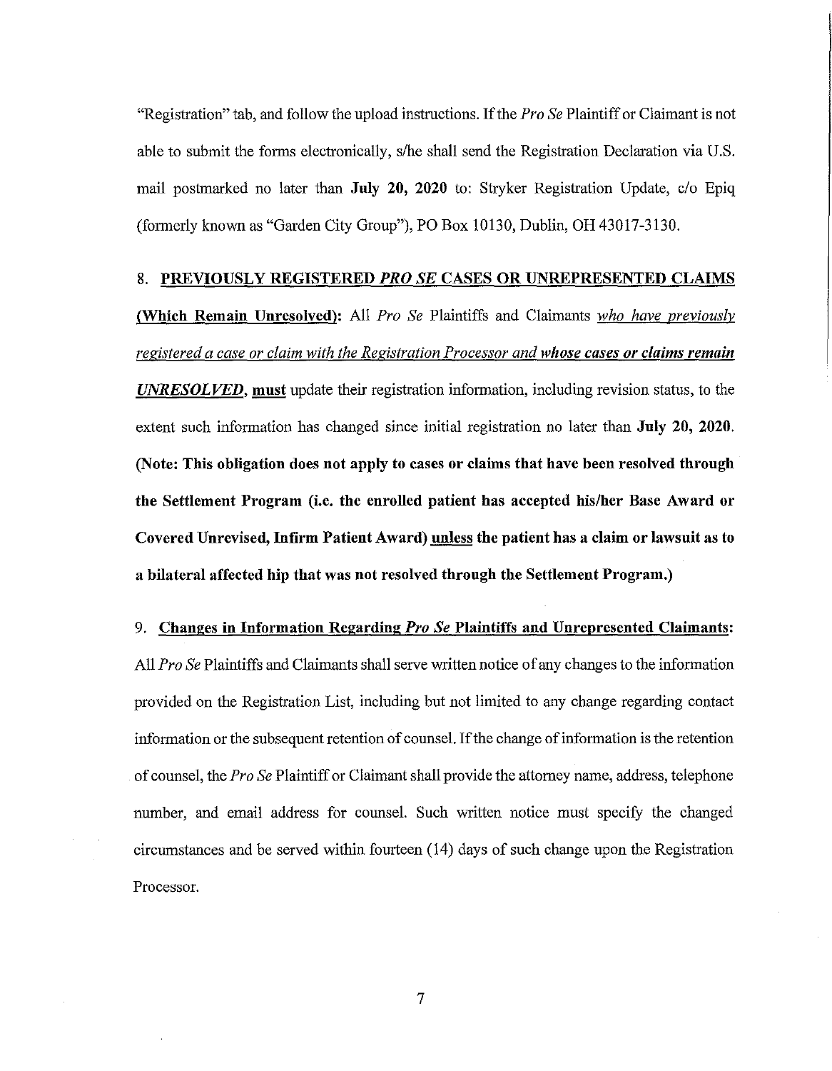"Registration" tab, and follow the upload instructions. If the *Pro Se* Plaintiff or Claimant is not able to submit the forms electronically, s/he shall send the Registration Declaration via U.S. mail postmarked no later than **July 20, 2020** to: Stryker Registration Update, c/o Epiq (formerly known as "Garden City Group"), PO Box 10130, Dublin, OH 43017-3130.

8. **PREVIOUSLY REGISTERED *PRO SE* CASES OR UNREPRESENTED CLAIMS (Which Remain Unresolved):** All *Pro Se* Plaintiffs and Claimants *who have previously registered a case or claim with the Registration Processor and* ***whose cases or claims remain UNRESOLVED***, **must** update their registration information, including revision status, to the extent such information has changed since initial registration no later than **July 20, 2020**. **(Note: This obligation does not apply to cases or claims that have been resolved through the Settlement Program (i.e. the enrolled patient has accepted his/her Base Award or Covered Unrevised, Infirm Patient Award) unless the patient has a claim or lawsuit as to a bilateral affected hip that was not resolved through the Settlement Program.)**

9. **Changes in Information Regarding *Pro Se* Plaintiffs and Unrepresented Claimants:** All *Pro Se* Plaintiffs and Claimants shall serve written notice of any changes to the information provided on the Registration List, including but not limited to any change regarding contact information or the subsequent retention of counsel. If the change of information is the retention of counsel, the *Pro Se* Plaintiff or Claimant shall provide the attorney name, address, telephone number, and email address for counsel. Such written notice must specify the changed circumstances and be served within fourteen (14) days of such change upon the Registration Processor.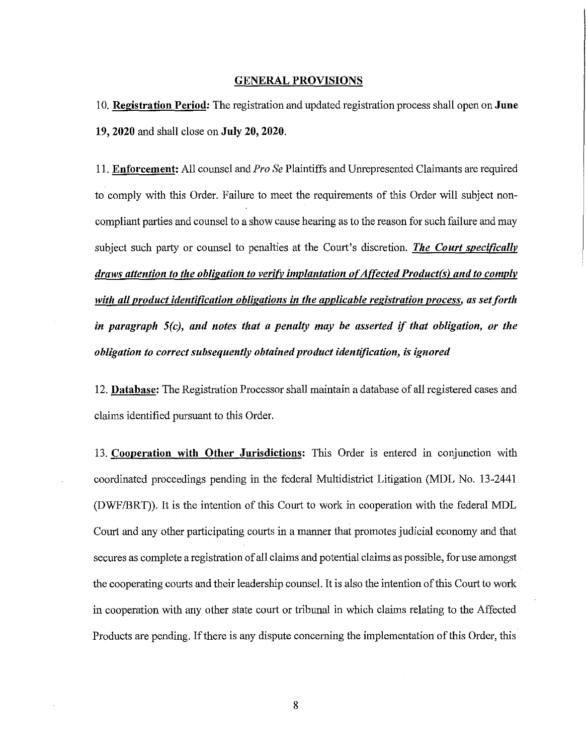## GENERAL PROVISIONS

10. **Registration Period:** The registration and updated registration process shall open on **June 19, 2020** and shall close on **July 20, 2020**.

11. **Enforcement:** All counsel and *Pro Se* Plaintiffs and Unrepresented Claimants are required to comply with this Order. Failure to meet the requirements of this Order will subject non-compliant parties and counsel to a show cause hearing as to the reason for such failure and may subject such party or counsel to penalties at the Court's discretion. ***The Court specifically draws attention to the obligation to verify implantation of Affected Product(s) and to comply with all product identification obligations in the applicable registration process, as set forth in paragraph 5(c), and notes that a penalty may be asserted if that obligation, or the obligation to correct subsequently obtained product identification, is ignored***

12. **Database:** The Registration Processor shall maintain a database of all registered cases and claims identified pursuant to this Order.

13. **Cooperation with Other Jurisdictions:** This Order is entered in conjunction with coordinated proceedings pending in the federal Multidistrict Litigation (MDL No. 13-2441 (DWF/BRT)). It is the intention of this Court to work in cooperation with the federal MDL Court and any other participating courts in a manner that promotes judicial economy and that secures as complete a registration of all claims and potential claims as possible, for use amongst the cooperating courts and their leadership counsel. It is also the intention of this Court to work in cooperation with any other state court or tribunal in which claims relating to the Affected Products are pending. If there is any dispute concerning the implementation of this Order, this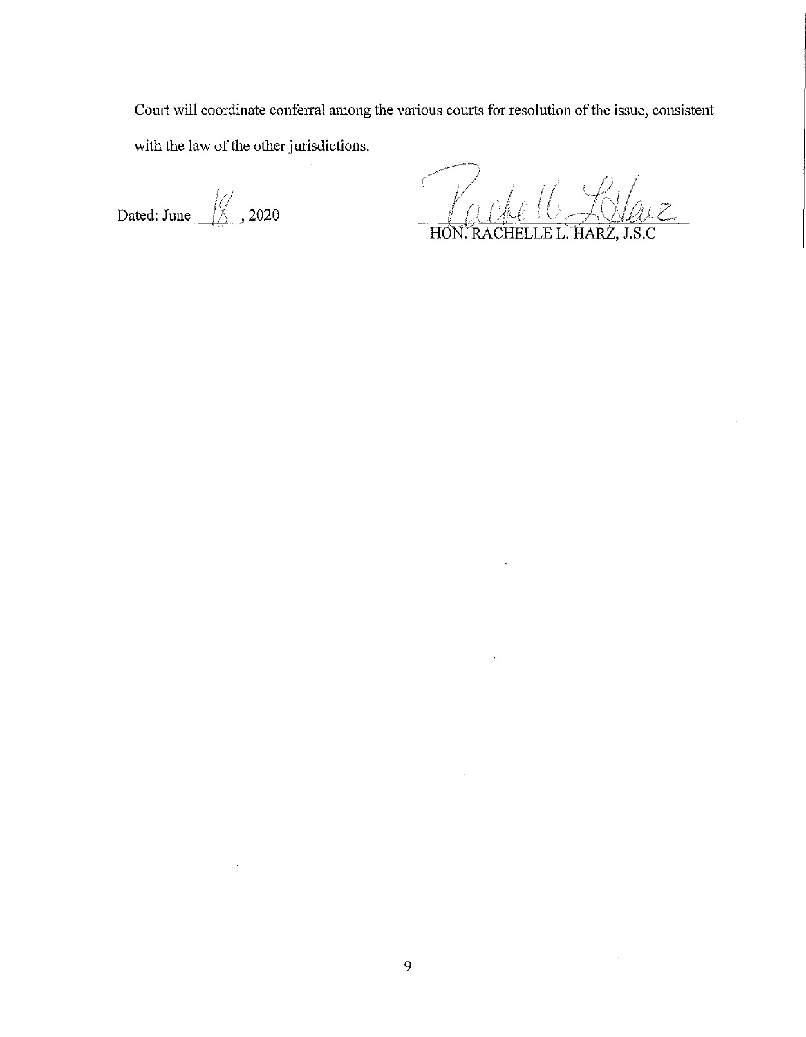Court will coordinate conferral among the various courts for resolution of the issue, consistent with the law of the other jurisdictions.

Dated: June 18, 2020

HON. RACHELLE L. HARZ, J.S.C